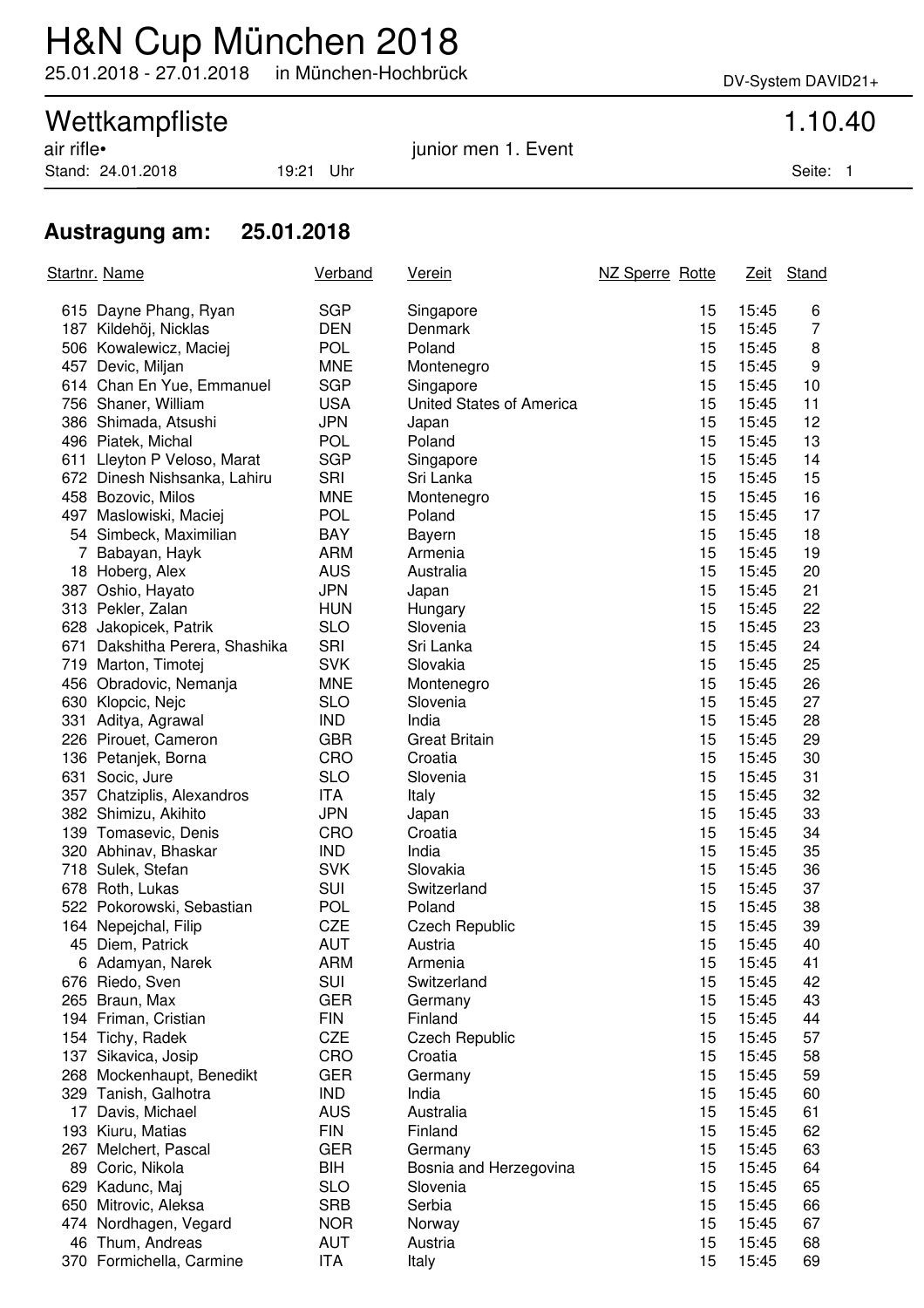# H&N Cup München 2018

25.01.2018 - 27.01.2018 in München-Hochbrück

DV-System DAVID21+

## Wettkampfliste

1.10.40

air rifle•

junior men 1. Event

Stand: 24.01.2018 19:21 Uhr

### Austragung am: 25.01.2018

| Startnr. | Name | Verband | Verein | NZ Sperre | Rotte | Zeit | Stand |
|---|---|---|---|---|---|---|---|
| 615 | Dayne Phang, Ryan | SGP | Singapore | | 15 | 15:45 | 6 |
| 187 | Kildehöj, Nicklas | DEN | Denmark | | 15 | 15:45 | 7 |
| 506 | Kowalewicz, Maciej | POL | Poland | | 15 | 15:45 | 8 |
| 457 | Devic, Miljan | MNE | Montenegro | | 15 | 15:45 | 9 |
| 614 | Chan En Yue, Emmanuel | SGP | Singapore | | 15 | 15:45 | 10 |
| 756 | Shaner, William | USA | United States of America | | 15 | 15:45 | 11 |
| 386 | Shimada, Atsushi | JPN | Japan | | 15 | 15:45 | 12 |
| 496 | Piatek, Michal | POL | Poland | | 15 | 15:45 | 13 |
| 611 | Lleyton P Veloso, Marat | SGP | Singapore | | 15 | 15:45 | 14 |
| 672 | Dinesh Nishsanka, Lahiru | SRI | Sri Lanka | | 15 | 15:45 | 15 |
| 458 | Bozovic, Milos | MNE | Montenegro | | 15 | 15:45 | 16 |
| 497 | Maslowiski, Maciej | POL | Poland | | 15 | 15:45 | 17 |
| 54 | Simbeck, Maximilian | BAY | Bayern | | 15 | 15:45 | 18 |
| 7 | Babayan, Hayk | ARM | Armenia | | 15 | 15:45 | 19 |
| 18 | Hoberg, Alex | AUS | Australia | | 15 | 15:45 | 20 |
| 387 | Oshio, Hayato | JPN | Japan | | 15 | 15:45 | 21 |
| 313 | Pekler, Zalan | HUN | Hungary | | 15 | 15:45 | 22 |
| 628 | Jakopicek, Patrik | SLO | Slovenia | | 15 | 15:45 | 23 |
| 671 | Dakshitha Perera, Shashika | SRI | Sri Lanka | | 15 | 15:45 | 24 |
| 719 | Marton, Timotej | SVK | Slovakia | | 15 | 15:45 | 25 |
| 456 | Obradovic, Nemanja | MNE | Montenegro | | 15 | 15:45 | 26 |
| 630 | Klopcic, Nejc | SLO | Slovenia | | 15 | 15:45 | 27 |
| 331 | Aditya, Agrawal | IND | India | | 15 | 15:45 | 28 |
| 226 | Pirouet, Cameron | GBR | Great Britain | | 15 | 15:45 | 29 |
| 136 | Petanjek, Borna | CRO | Croatia | | 15 | 15:45 | 30 |
| 631 | Socic, Jure | SLO | Slovenia | | 15 | 15:45 | 31 |
| 357 | Chatziplis, Alexandros | ITA | Italy | | 15 | 15:45 | 32 |
| 382 | Shimizu, Akihito | JPN | Japan | | 15 | 15:45 | 33 |
| 139 | Tomasevic, Denis | CRO | Croatia | | 15 | 15:45 | 34 |
| 320 | Abhinav, Bhaskar | IND | India | | 15 | 15:45 | 35 |
| 718 | Sulek, Stefan | SVK | Slovakia | | 15 | 15:45 | 36 |
| 678 | Roth, Lukas | SUI | Switzerland | | 15 | 15:45 | 37 |
| 522 | Pokorowski, Sebastian | POL | Poland | | 15 | 15:45 | 38 |
| 164 | Nepejchal, Filip | CZE | Czech Republic | | 15 | 15:45 | 39 |
| 45 | Diem, Patrick | AUT | Austria | | 15 | 15:45 | 40 |
| 6 | Adamyan, Narek | ARM | Armenia | | 15 | 15:45 | 41 |
| 676 | Riedo, Sven | SUI | Switzerland | | 15 | 15:45 | 42 |
| 265 | Braun, Max | GER | Germany | | 15 | 15:45 | 43 |
| 194 | Friman, Cristian | FIN | Finland | | 15 | 15:45 | 44 |
| 154 | Tichy, Radek | CZE | Czech Republic | | 15 | 15:45 | 57 |
| 137 | Sikavica, Josip | CRO | Croatia | | 15 | 15:45 | 58 |
| 268 | Mockenhaupt, Benedikt | GER | Germany | | 15 | 15:45 | 59 |
| 329 | Tanish, Galhotra | IND | India | | 15 | 15:45 | 60 |
| 17 | Davis, Michael | AUS | Australia | | 15 | 15:45 | 61 |
| 193 | Kiuru, Matias | FIN | Finland | | 15 | 15:45 | 62 |
| 267 | Melchert, Pascal | GER | Germany | | 15 | 15:45 | 63 |
| 89 | Coric, Nikola | BIH | Bosnia and Herzegovina | | 15 | 15:45 | 64 |
| 629 | Kadunc, Maj | SLO | Slovenia | | 15 | 15:45 | 65 |
| 650 | Mitrovic, Aleksa | SRB | Serbia | | 15 | 15:45 | 66 |
| 474 | Nordhagen, Vegard | NOR | Norway | | 15 | 15:45 | 67 |
| 46 | Thum, Andreas | AUT | Austria | | 15 | 15:45 | 68 |
| 370 | Formichella, Carmine | ITA | Italy | | 15 | 15:45 | 69 |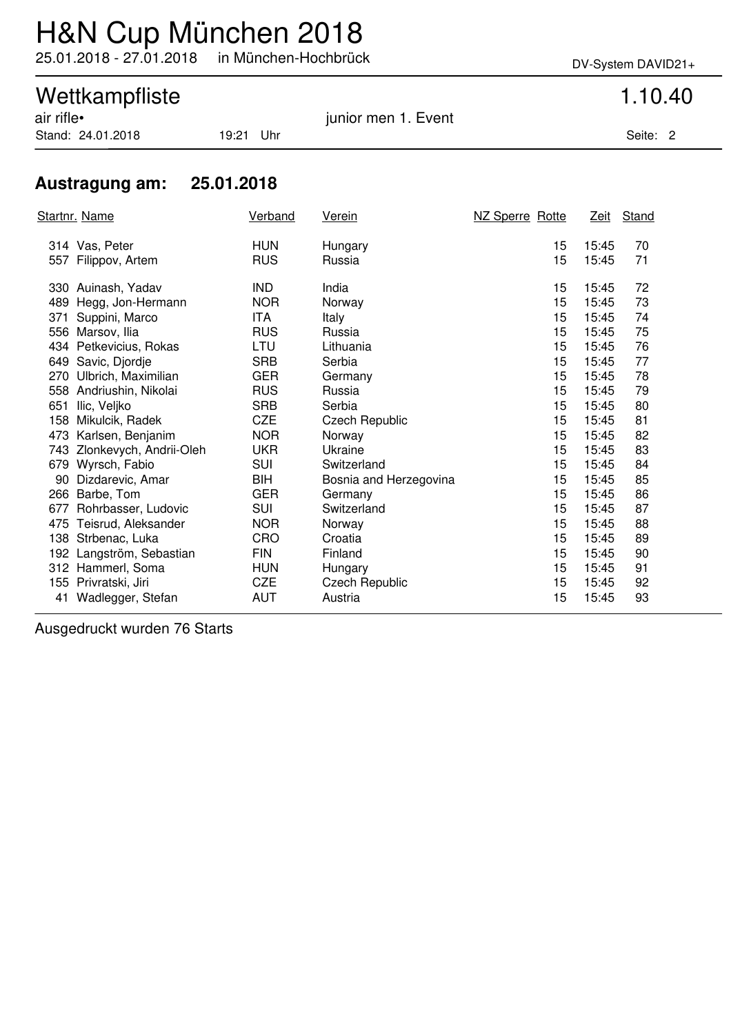# H&N Cup München 2018

25.01.2018 - 27.01.2018 in München-Hochbrück

DV-System DAVID21+

## Wettkampfliste

1.10.40

air rifle• junior men 1. Event

Stand: 24.01.2018 19:21 Uhr

### Austragung am: 25.01.2018

| Startnr. | Name | Verband | Verein | NZ Sperre | Rotte | Zeit | Stand |
|---|---|---|---|---|---|---|---|
| 314 | Vas, Peter | HUN | Hungary | | 15 | 15:45 | 70 |
| 557 | Filippov, Artem | RUS | Russia | | 15 | 15:45 | 71 |
| 330 | Auinash, Yadav | IND | India | | 15 | 15:45 | 72 |
| 489 | Hegg, Jon-Hermann | NOR | Norway | | 15 | 15:45 | 73 |
| 371 | Suppini, Marco | ITA | Italy | | 15 | 15:45 | 74 |
| 556 | Marsov, Ilia | RUS | Russia | | 15 | 15:45 | 75 |
| 434 | Petkevicius, Rokas | LTU | Lithuania | | 15 | 15:45 | 76 |
| 649 | Savic, Djordje | SRB | Serbia | | 15 | 15:45 | 77 |
| 270 | Ulbrich, Maximilian | GER | Germany | | 15 | 15:45 | 78 |
| 558 | Andriushin, Nikolai | RUS | Russia | | 15 | 15:45 | 79 |
| 651 | Ilic, Veljko | SRB | Serbia | | 15 | 15:45 | 80 |
| 158 | Mikulcik, Radek | CZE | Czech Republic | | 15 | 15:45 | 81 |
| 473 | Karlsen, Benjanim | NOR | Norway | | 15 | 15:45 | 82 |
| 743 | Zlonkevych, Andrii-Oleh | UKR | Ukraine | | 15 | 15:45 | 83 |
| 679 | Wyrsch, Fabio | SUI | Switzerland | | 15 | 15:45 | 84 |
| 90 | Dizdarevic, Amar | BIH | Bosnia and Herzegovina | | 15 | 15:45 | 85 |
| 266 | Barbe, Tom | GER | Germany | | 15 | 15:45 | 86 |
| 677 | Rohrbasser, Ludovic | SUI | Switzerland | | 15 | 15:45 | 87 |
| 475 | Teisrud, Aleksander | NOR | Norway | | 15 | 15:45 | 88 |
| 138 | Strbenac, Luka | CRO | Croatia | | 15 | 15:45 | 89 |
| 192 | Langström, Sebastian | FIN | Finland | | 15 | 15:45 | 90 |
| 312 | Hammerl, Soma | HUN | Hungary | | 15 | 15:45 | 91 |
| 155 | Privratski, Jiri | CZE | Czech Republic | | 15 | 15:45 | 92 |
| 41 | Wadlegger, Stefan | AUT | Austria | | 15 | 15:45 | 93 |

Ausgedruckt wurden 76 Starts